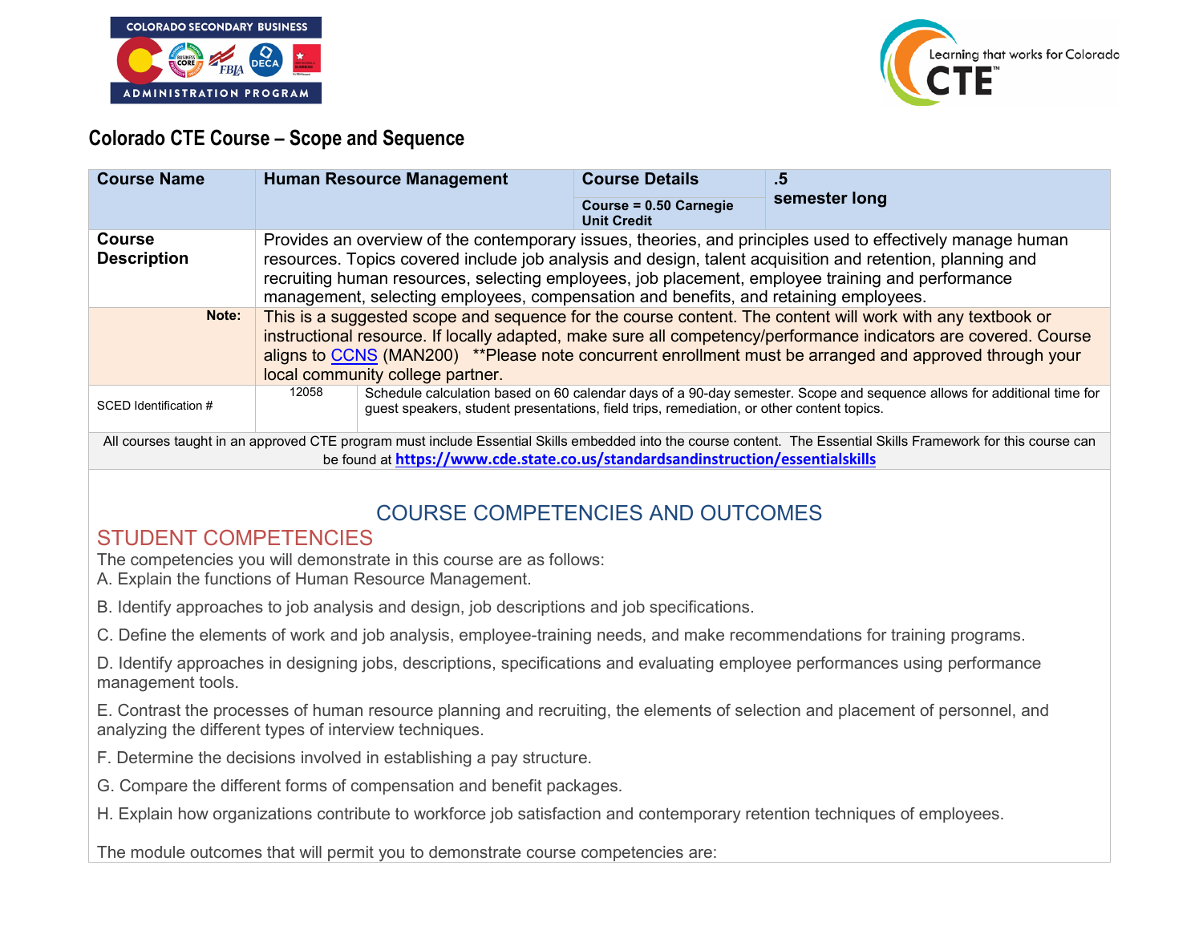## Colorado CTE Course – Scope and Sequence

| **Course Name** | **Human Resource Management** | | **Course Details** | **.5 semester long** |
|---|---|---|---|---|
| | | | **Course = 0.50 Carnegie Unit Credit** | |
| **Course Description** | Provides an overview of the contemporary issues, theories, and principles used to effectively manage human resources. Topics covered include job analysis and design, talent acquisition and retention, planning and recruiting human resources, selecting employees, job placement, employee training and performance management, selecting employees, compensation and benefits, and retaining employees. | | | |
| **Note:** | This is a suggested scope and sequence for the course content. The content will work with any textbook or instructional resource. If locally adapted, make sure all competency/performance indicators are covered. Course aligns to CCNS (MAN200) **Please note concurrent enrollment must be arranged and approved through your local community college partner. | | | |
| SCED Identification # | 12058 | Schedule calculation based on 60 calendar days of a 90-day semester. Scope and sequence allows for additional time for guest speakers, student presentations, field trips, remediation, or other content topics. | | |

All courses taught in an approved CTE program must include Essential Skills embedded into the course content. The Essential Skills Framework for this course can be found at **https://www.cde.state.co.us/standardsandinstruction/essentialskills**

## COURSE COMPETENCIES AND OUTCOMES

### STUDENT COMPETENCIES

The competencies you will demonstrate in this course are as follows:

A. Explain the functions of Human Resource Management.

B. Identify approaches to job analysis and design, job descriptions and job specifications.

C. Define the elements of work and job analysis, employee-training needs, and make recommendations for training programs.

D. Identify approaches in designing jobs, descriptions, specifications and evaluating employee performances using performance management tools.

E. Contrast the processes of human resource planning and recruiting, the elements of selection and placement of personnel, and analyzing the different types of interview techniques.

F. Determine the decisions involved in establishing a pay structure.

G. Compare the different forms of compensation and benefit packages.

H. Explain how organizations contribute to workforce job satisfaction and contemporary retention techniques of employees.

The module outcomes that will permit you to demonstrate course competencies are: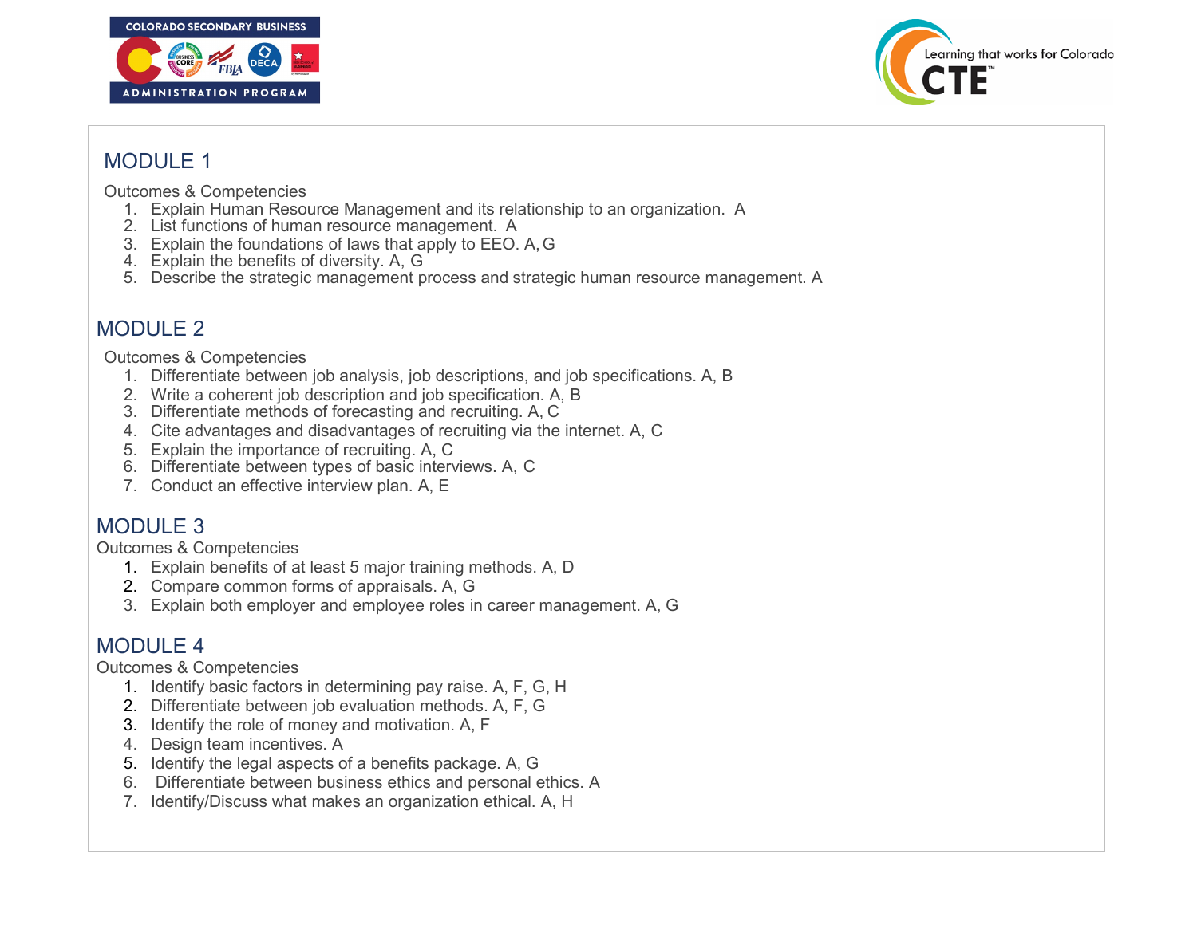## MODULE 1

Outcomes & Competencies

1. Explain Human Resource Management and its relationship to an organization. A
2. List functions of human resource management. A
3. Explain the foundations of laws that apply to EEO. A, G
4. Explain the benefits of diversity. A, G
5. Describe the strategic management process and strategic human resource management. A

## MODULE 2

Outcomes & Competencies

1. Differentiate between job analysis, job descriptions, and job specifications. A, B
2. Write a coherent job description and job specification. A, B
3. Differentiate methods of forecasting and recruiting. A, C
4. Cite advantages and disadvantages of recruiting via the internet. A, C
5. Explain the importance of recruiting. A, C
6. Differentiate between types of basic interviews. A, C
7. Conduct an effective interview plan. A, E

## MODULE 3

Outcomes & Competencies

1. Explain benefits of at least 5 major training methods. A, D
2. Compare common forms of appraisals. A, G
3. Explain both employer and employee roles in career management. A, G

## MODULE 4

Outcomes & Competencies

1. Identify basic factors in determining pay raise. A, F, G, H
2. Differentiate between job evaluation methods. A, F, G
3. Identify the role of money and motivation. A, F
4. Design team incentives. A
5. Identify the legal aspects of a benefits package. A, G
6. Differentiate between business ethics and personal ethics. A
7. Identify/Discuss what makes an organization ethical. A, H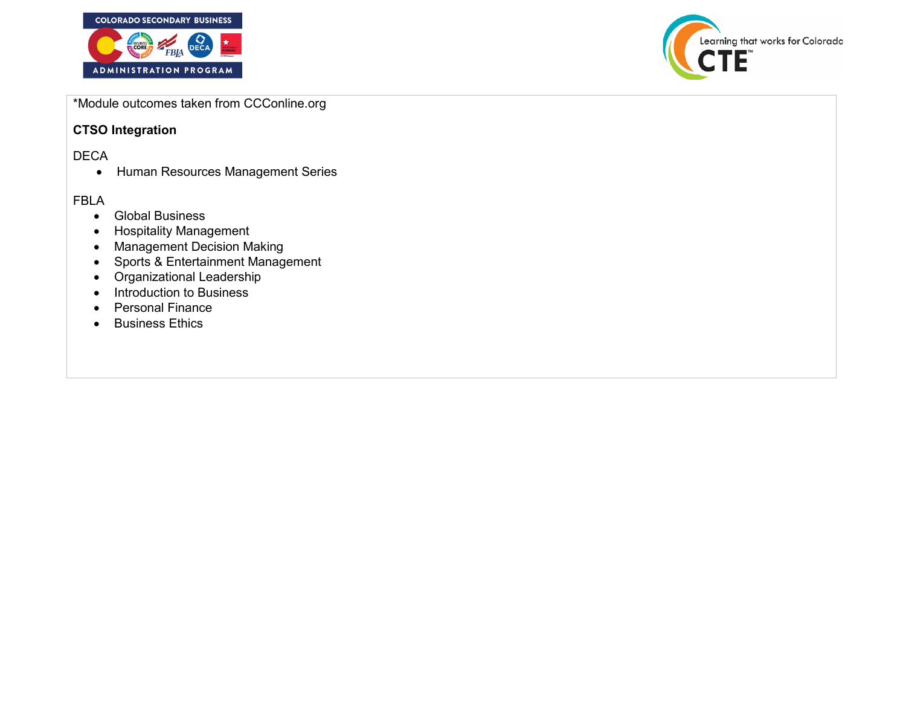*Module outcomes taken from CCConline.org

**CTSO Integration**

DECA

- Human Resources Management Series

FBLA

- Global Business
- Hospitality Management
- Management Decision Making
- Sports & Entertainment Management
- Organizational Leadership
- Introduction to Business
- Personal Finance
- Business Ethics